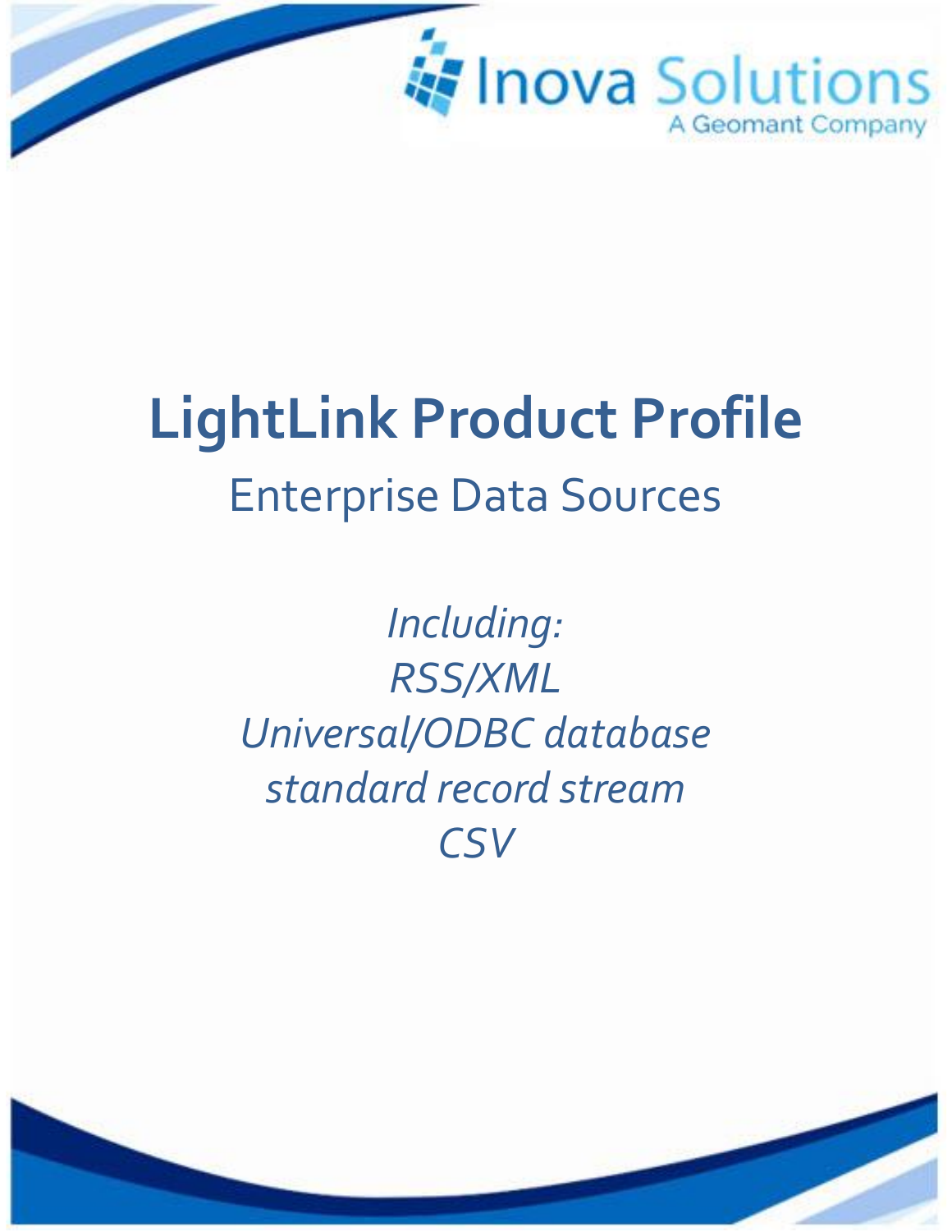Inova Solutions

A Geomant Company

# LightLink Product Profile

## Enterprise Data Sources

*Including:*
*RSS/XML*
*Universal/ODBC database*
*standard record stream*
*CSV*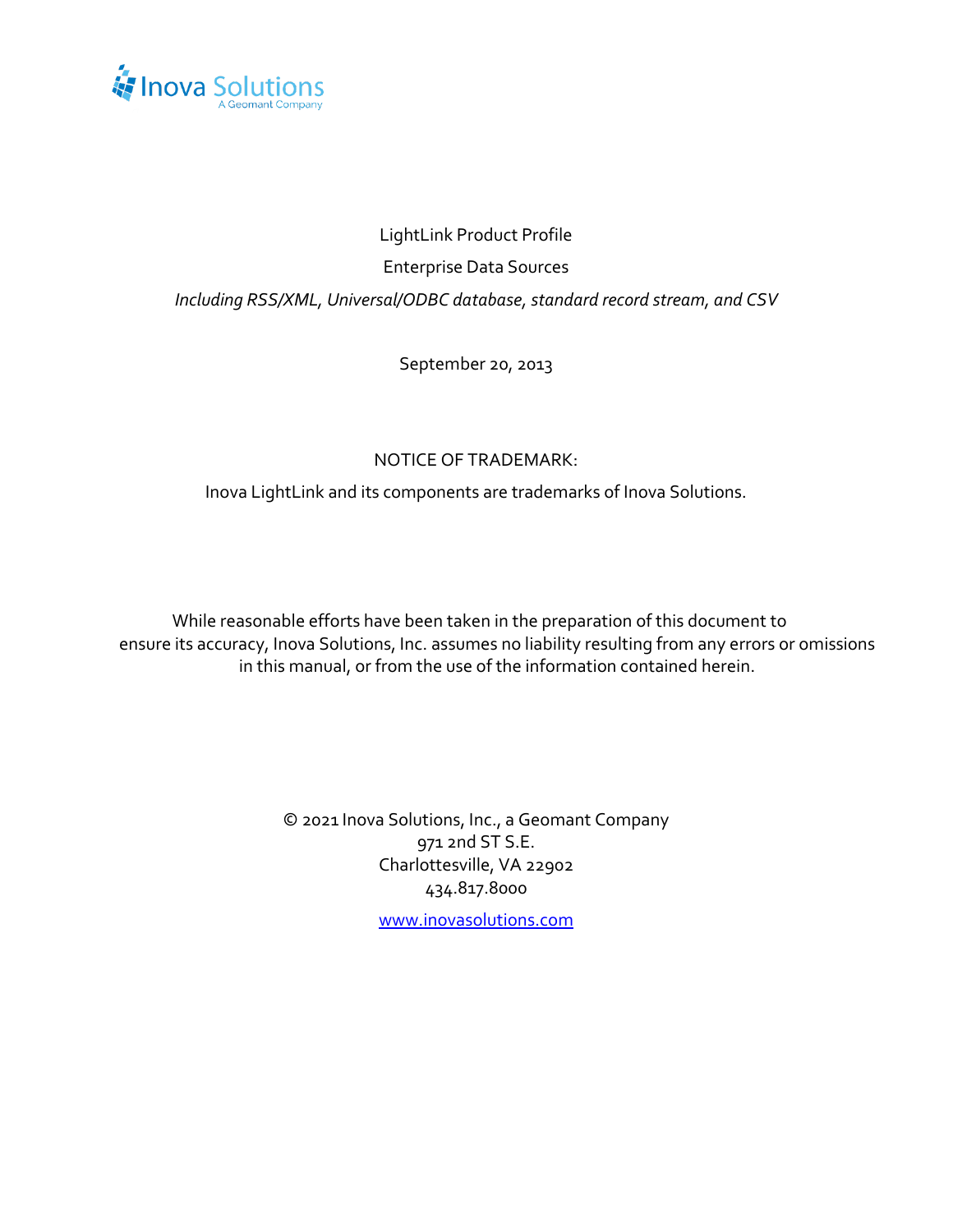Inova Solutions
A Geomant Company

LightLink Product Profile

Enterprise Data Sources

*Including RSS/XML, Universal/ODBC database, standard record stream, and CSV*

September 20, 2013

NOTICE OF TRADEMARK:

Inova LightLink and its components are trademarks of Inova Solutions.

While reasonable efforts have been taken in the preparation of this document to ensure its accuracy, Inova Solutions, Inc. assumes no liability resulting from any errors or omissions in this manual, or from the use of the information contained herein.

© 2021 Inova Solutions, Inc., a Geomant Company
971 2nd ST S.E.
Charlottesville, VA 22902
434.817.8000

[www.inovasolutions.com](http://www.inovasolutions.com)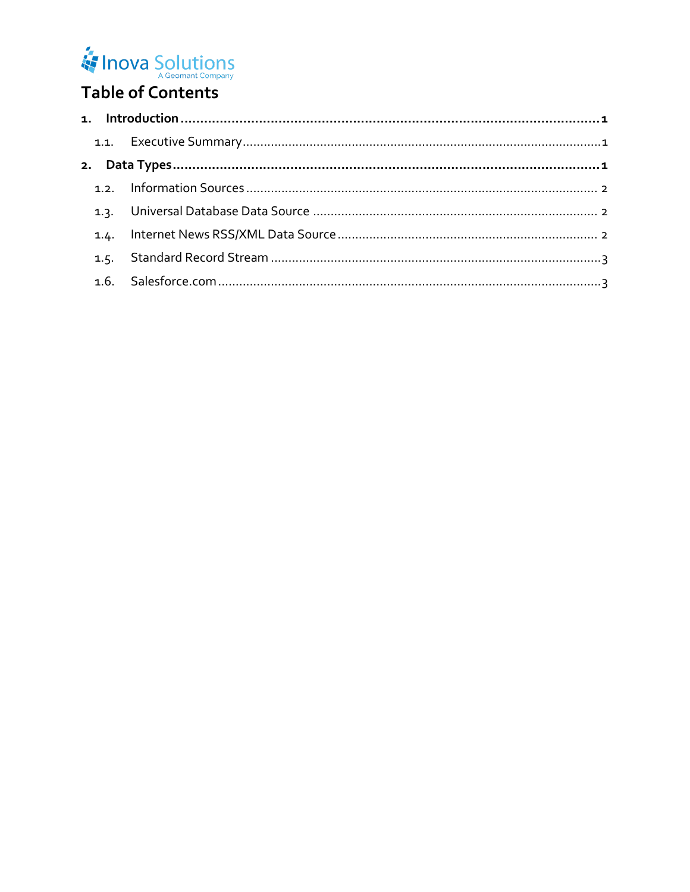# Table of Contents

**1. Introduction** .......... **1**

- 1.1. Executive Summary .......... 1

**2. Data Types** .......... **1**

- 1.2. Information Sources .......... 2
- 1.3. Universal Database Data Source .......... 2
- 1.4. Internet News RSS/XML Data Source .......... 2
- 1.5. Standard Record Stream .......... 3
- 1.6. Salesforce.com .......... 3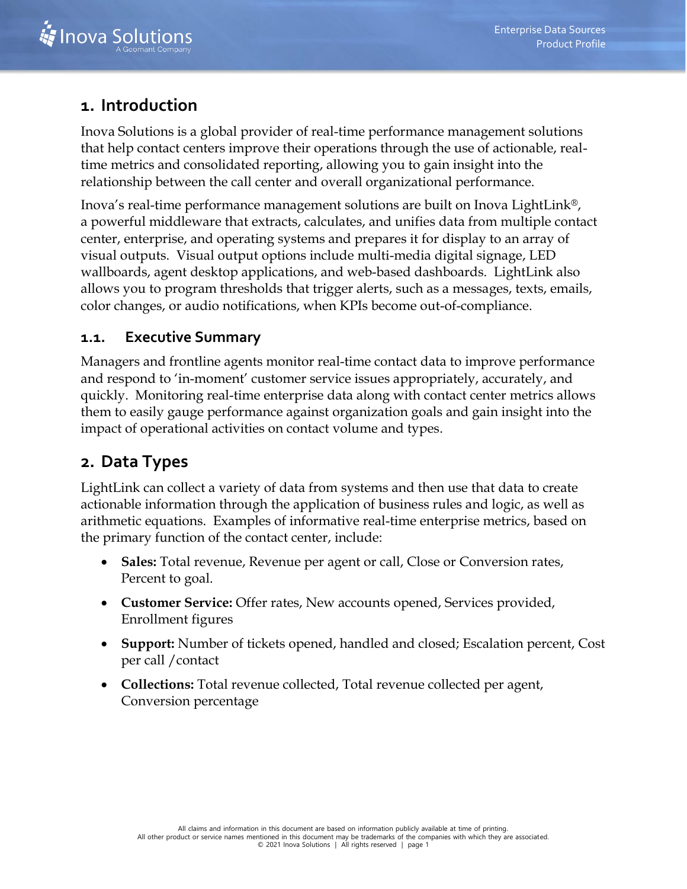# 1. Introduction

Inova Solutions is a global provider of real-time performance management solutions that help contact centers improve their operations through the use of actionable, real-time metrics and consolidated reporting, allowing you to gain insight into the relationship between the call center and overall organizational performance.

Inova's real-time performance management solutions are built on Inova LightLink®, a powerful middleware that extracts, calculates, and unifies data from multiple contact center, enterprise, and operating systems and prepares it for display to an array of visual outputs. Visual output options include multi-media digital signage, LED wallboards, agent desktop applications, and web-based dashboards. LightLink also allows you to program thresholds that trigger alerts, such as a messages, texts, emails, color changes, or audio notifications, when KPIs become out-of-compliance.

## 1.1. Executive Summary

Managers and frontline agents monitor real-time contact data to improve performance and respond to 'in-moment' customer service issues appropriately, accurately, and quickly. Monitoring real-time enterprise data along with contact center metrics allows them to easily gauge performance against organization goals and gain insight into the impact of operational activities on contact volume and types.

# 2. Data Types

LightLink can collect a variety of data from systems and then use that data to create actionable information through the application of business rules and logic, as well as arithmetic equations. Examples of informative real-time enterprise metrics, based on the primary function of the contact center, include:

- **Sales:** Total revenue, Revenue per agent or call, Close or Conversion rates, Percent to goal.
- **Customer Service:** Offer rates, New accounts opened, Services provided, Enrollment figures
- **Support:** Number of tickets opened, handled and closed; Escalation percent, Cost per call /contact
- **Collections:** Total revenue collected, Total revenue collected per agent, Conversion percentage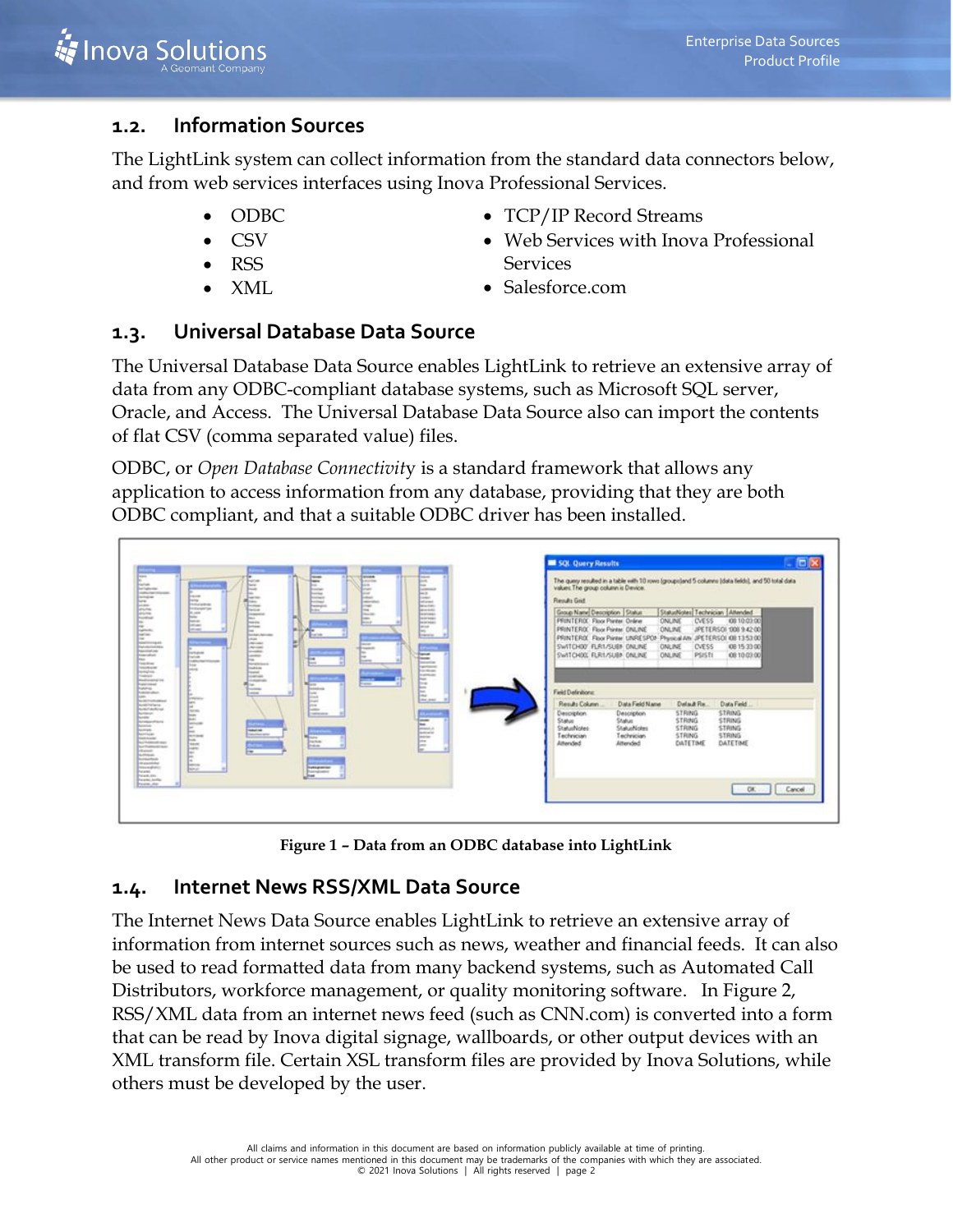## 1.2. Information Sources

The LightLink system can collect information from the standard data connectors below, and from web services interfaces using Inova Professional Services.

- ODBC
- CSV
- RSS
- XML
- TCP/IP Record Streams
- Web Services with Inova Professional Services
- Salesforce.com

## 1.3. Universal Database Data Source

The Universal Database Data Source enables LightLink to retrieve an extensive array of data from any ODBC-compliant database systems, such as Microsoft SQL server, Oracle, and Access. The Universal Database Data Source also can import the contents of flat CSV (comma separated value) files.

ODBC, or *Open Database Connectivity* is a standard framework that allows any application to access information from any database, providing that they are both ODBC compliant, and that a suitable ODBC driver has been installed.

**Figure 1 – Data from an ODBC database into LightLink**

## 1.4. Internet News RSS/XML Data Source

The Internet News Data Source enables LightLink to retrieve an extensive array of information from internet sources such as news, weather and financial feeds. It can also be used to read formatted data from many backend systems, such as Automated Call Distributors, workforce management, or quality monitoring software. In Figure 2, RSS/XML data from an internet news feed (such as CNN.com) is converted into a form that can be read by Inova digital signage, wallboards, or other output devices with an XML transform file. Certain XSL transform files are provided by Inova Solutions, while others must be developed by the user.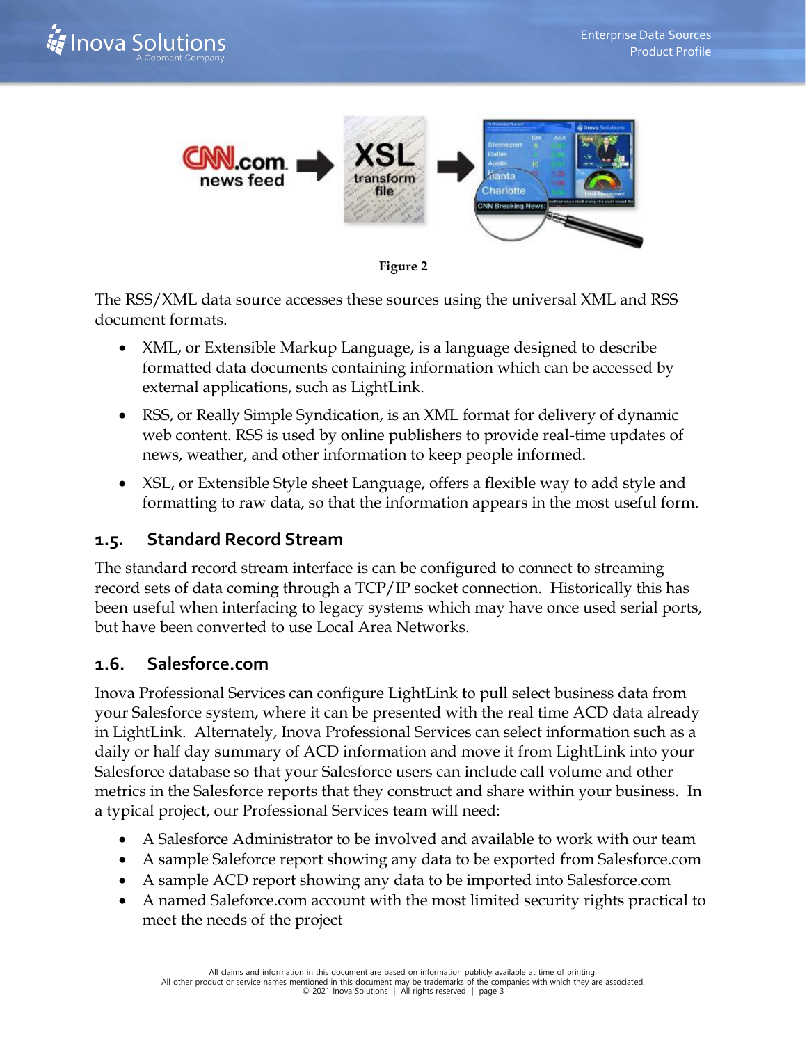Figure 2

The RSS/XML data source accesses these sources using the universal XML and RSS document formats.

- XML, or Extensible Markup Language, is a language designed to describe formatted data documents containing information which can be accessed by external applications, such as LightLink.
- RSS, or Really Simple Syndication, is an XML format for delivery of dynamic web content. RSS is used by online publishers to provide real-time updates of news, weather, and other information to keep people informed.
- XSL, or Extensible Style sheet Language, offers a flexible way to add style and formatting to raw data, so that the information appears in the most useful form.

## 1.5. Standard Record Stream

The standard record stream interface is can be configured to connect to streaming record sets of data coming through a TCP/IP socket connection. Historically this has been useful when interfacing to legacy systems which may have once used serial ports, but have been converted to use Local Area Networks.

## 1.6. Salesforce.com

Inova Professional Services can configure LightLink to pull select business data from your Salesforce system, where it can be presented with the real time ACD data already in LightLink. Alternately, Inova Professional Services can select information such as a daily or half day summary of ACD information and move it from LightLink into your Salesforce database so that your Salesforce users can include call volume and other metrics in the Salesforce reports that they construct and share within your business. In a typical project, our Professional Services team will need:

- A Salesforce Administrator to be involved and available to work with our team
- A sample Saleforce report showing any data to be exported from Salesforce.com
- A sample ACD report showing any data to be imported into Salesforce.com
- A named Saleforce.com account with the most limited security rights practical to meet the needs of the project

All claims and information in this document are based on information publicly available at time of printing.
All other product or service names mentioned in this document may be trademarks of the companies with which they are associated.
© 2021 Inova Solutions | All rights reserved